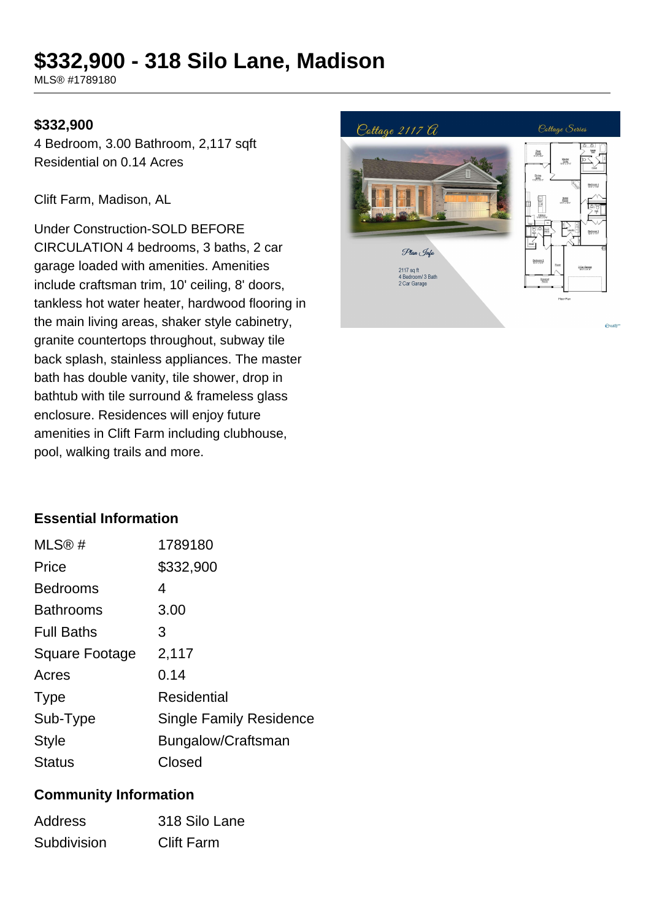# $332,900 - 318 Silo Lane, Madison

MLS® #1789180

**$332,900**

4 Bedroom, 3.00 Bathroom, 2,117 sqft
Residential on 0.14 Acres

Clift Farm, Madison, AL

Under Construction-SOLD BEFORE CIRCULATION 4 bedrooms, 3 baths, 2 car garage loaded with amenities. Amenities include craftsman trim, 10' ceiling, 8' doors, tankless hot water heater, hardwood flooring in the main living areas, shaker style cabinetry, granite countertops throughout, subway tile back splash, stainless appliances. The master bath has double vanity, tile shower, drop in bathtub with tile surround & frameless glass enclosure. Residences will enjoy future amenities in Clift Farm including clubhouse, pool, walking trails and more.

### Essential Information

| | |
|---|---|
| MLS® # | 1789180 |
| Price | $332,900 |
| Bedrooms | 4 |
| Bathrooms | 3.00 |
| Full Baths | 3 |
| Square Footage | 2,117 |
| Acres | 0.14 |
| Type | Residential |
| Sub-Type | Single Family Residence |
| Style | Bungalow/Craftsman |
| Status | Closed |

### Community Information

| | |
|---|---|
| Address | 318 Silo Lane |
| Subdivision | Clift Farm |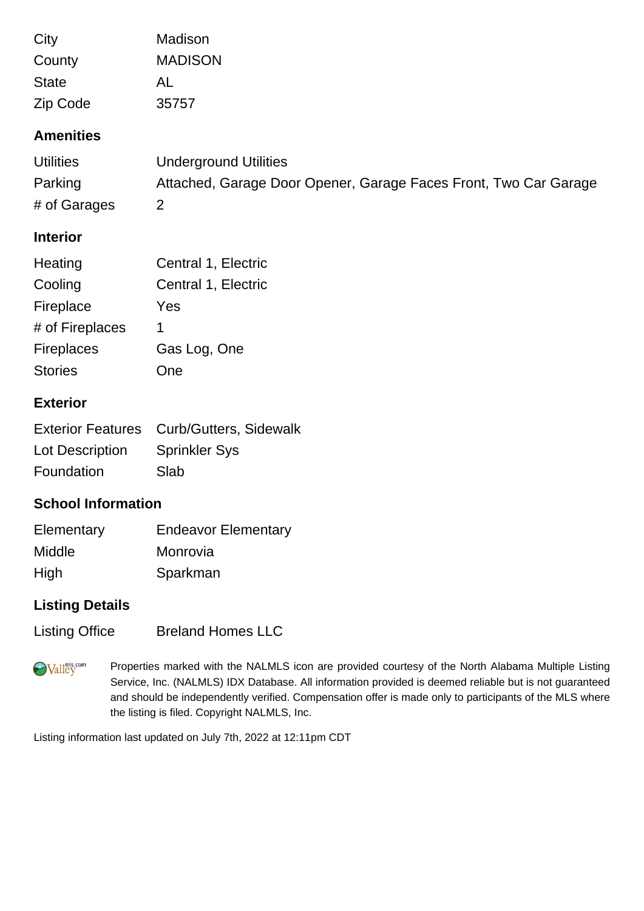| | |
|---|---|
| City | Madison |
| County | MADISON |
| State | AL |
| Zip Code | 35757 |

## Amenities

| | |
|---|---|
| Utilities | Underground Utilities |
| Parking | Attached, Garage Door Opener, Garage Faces Front, Two Car Garage |
| # of Garages | 2 |

## Interior

| | |
|---|---|
| Heating | Central 1, Electric |
| Cooling | Central 1, Electric |
| Fireplace | Yes |
| # of Fireplaces | 1 |
| Fireplaces | Gas Log, One |
| Stories | One |

## Exterior

| | |
|---|---|
| Exterior Features | Curb/Gutters, Sidewalk |
| Lot Description | Sprinkler Sys |
| Foundation | Slab |

## School Information

| | |
|---|---|
| Elementary | Endeavor Elementary |
| Middle | Monrovia |
| High | Sparkman |

## Listing Details

| | |
|---|---|
| Listing Office | Breland Homes LLC |

Properties marked with the NALMLS icon are provided courtesy of the North Alabama Multiple Listing Service, Inc. (NALMLS) IDX Database. All information provided is deemed reliable but is not guaranteed and should be independently verified. Compensation offer is made only to participants of the MLS where the listing is filed. Copyright NALMLS, Inc.

Listing information last updated on July 7th, 2022 at 12:11pm CDT